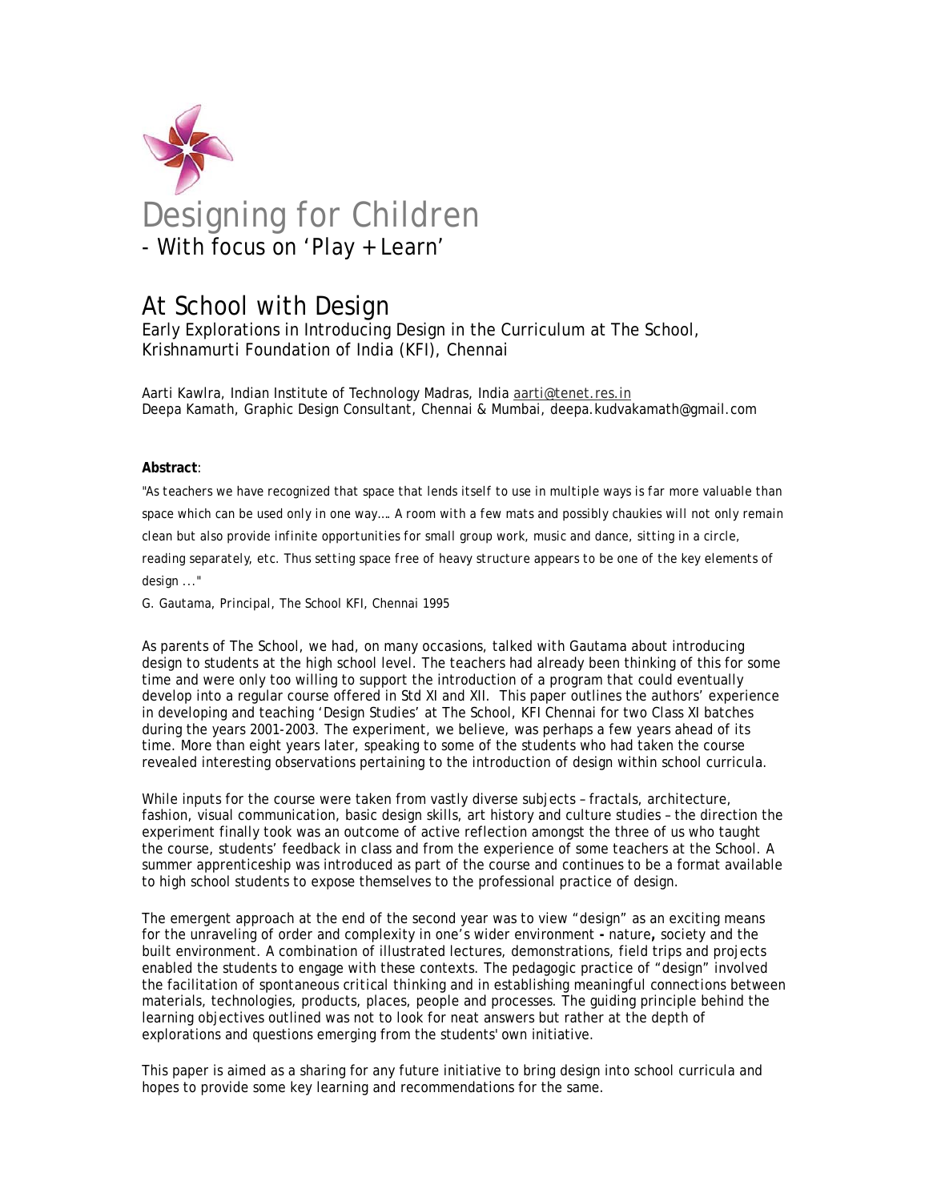# Designing for Children

## - With focus on 'Play + Learn'

# At School with Design

Early Explorations in Introducing Design in the Curriculum at The School, Krishnamurti Foundation of India (KFI), Chennai

Aarti Kawlra, Indian Institute of Technology Madras, India aarti@tenet.res.in
Deepa Kamath, Graphic Design Consultant, Chennai & Mumbai, deepa.kudvakamath@gmail.com

**Abstract**:

*"As teachers we have recognized that space that lends itself to use in multiple ways is far more valuable than space which can be used only in one way…. A room with a few mats and possibly chaukies will not only remain clean but also provide infinite opportunities for small group work, music and dance, sitting in a circle, reading separately, etc. Thus setting space free of heavy structure appears to be one of the key elements of design ..."*

*G. Gautama, Principal, The School KFI, Chennai 1995*

As parents of The School, we had, on many occasions, talked with Gautama about introducing design to students at the high school level. The teachers had already been thinking of this for some time and were only too willing to support the introduction of a program that could eventually develop into a regular course offered in Std XI and XII. This paper outlines the authors' experience in developing and teaching 'Design Studies' at The School, KFI Chennai for two Class XI batches during the years 2001-2003. The experiment, we believe, was perhaps a few years ahead of its time. More than eight years later, speaking to some of the students who had taken the course revealed interesting observations pertaining to the introduction of design within school curricula.

While inputs for the course were taken from vastly diverse subjects – fractals, architecture, fashion, visual communication, basic design skills, art history and culture studies – the direction the experiment finally took was an outcome of active reflection amongst the three of us who taught the course, students' feedback in class and from the experience of some teachers at the School. A summer apprenticeship was introduced as part of the course and continues to be a format available to high school students to expose themselves to the professional practice of design.

The emergent approach at the end of the second year was to view "design" as an exciting means for the unraveling of order and complexity in one's wider environment **-** nature**,** society and the built environment. A combination of illustrated lectures, demonstrations, field trips and projects enabled the students to engage with these contexts. The pedagogic practice of "design" involved the facilitation of spontaneous critical thinking and in establishing meaningful connections between materials, technologies, products, places, people and processes. The guiding principle behind the learning objectives outlined was not to look for neat answers but rather at the depth of explorations and questions emerging from the students' own initiative.

This paper is aimed as a sharing for any future initiative to bring design into school curricula and hopes to provide some key learning and recommendations for the same.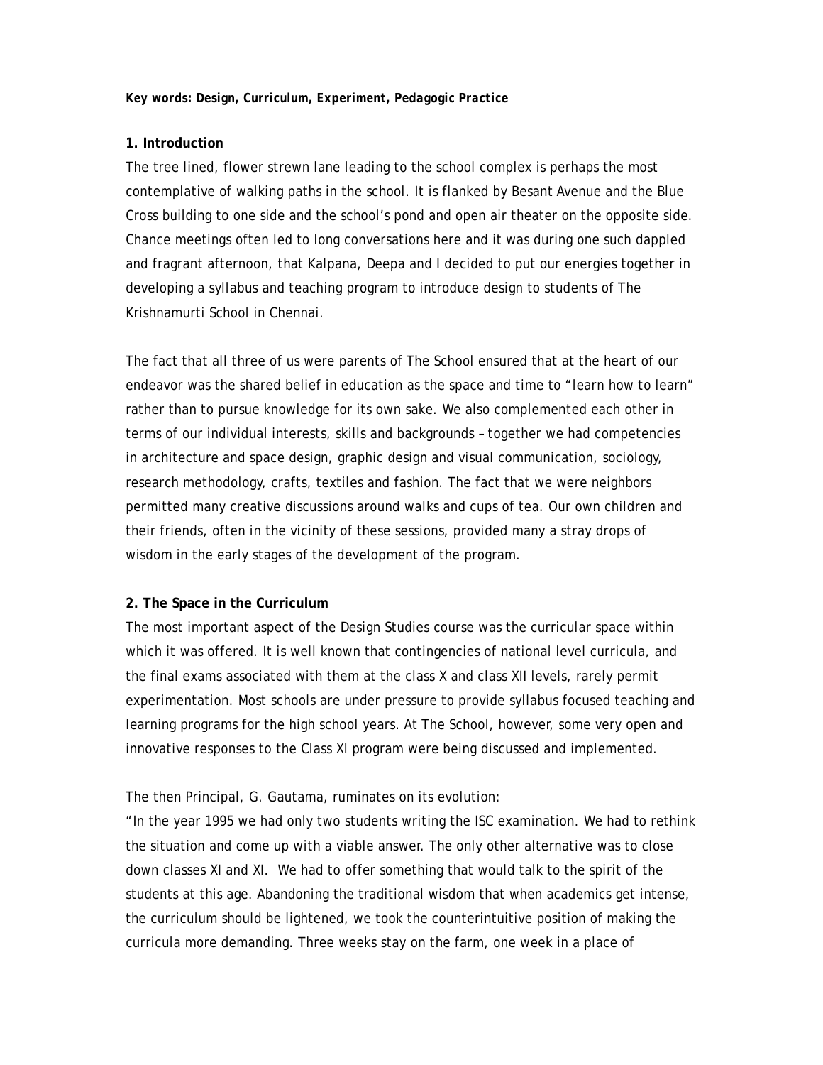**Key words: Design, Curriculum, Experiment, Pedagogic Practice**

## 1. Introduction

The tree lined, flower strewn lane leading to the school complex is perhaps the most contemplative of walking paths in the school. It is flanked by Besant Avenue and the Blue Cross building to one side and the school's pond and open air theater on the opposite side. Chance meetings often led to long conversations here and it was during one such dappled and fragrant afternoon, that Kalpana, Deepa and I decided to put our energies together in developing a syllabus and teaching program to introduce design to students of The Krishnamurti School in Chennai.

The fact that all three of us were parents of The School ensured that at the heart of our endeavor was the shared belief in education as the space and time to "learn how to learn" rather than to pursue knowledge for its own sake. We also complemented each other in terms of our individual interests, skills and backgrounds – together we had competencies in architecture and space design, graphic design and visual communication, sociology, research methodology, crafts, textiles and fashion. The fact that we were neighbors permitted many creative discussions around walks and cups of tea. Our own children and their friends, often in the vicinity of these sessions, provided many a stray drops of wisdom in the early stages of the development of the program.

## 2. The Space in the Curriculum

The most important aspect of the Design Studies course was the curricular space within which it was offered. It is well known that contingencies of national level curricula, and the final exams associated with them at the class X and class XII levels, rarely permit experimentation. Most schools are under pressure to provide syllabus focused teaching and learning programs for the high school years. At The School, however, some very open and innovative responses to the Class XI program were being discussed and implemented.

The then Principal, G. Gautama, ruminates on its evolution:

"In the year 1995 we had only two students writing the ISC examination. We had to rethink the situation and come up with a viable answer. The only other alternative was to close down classes XI and XI. We had to offer something that would talk to the spirit of the students at this age. Abandoning the traditional wisdom that when academics get intense, the curriculum should be lightened, we took the counterintuitive position of making the curricula more demanding. Three weeks stay on the farm, one week in a place of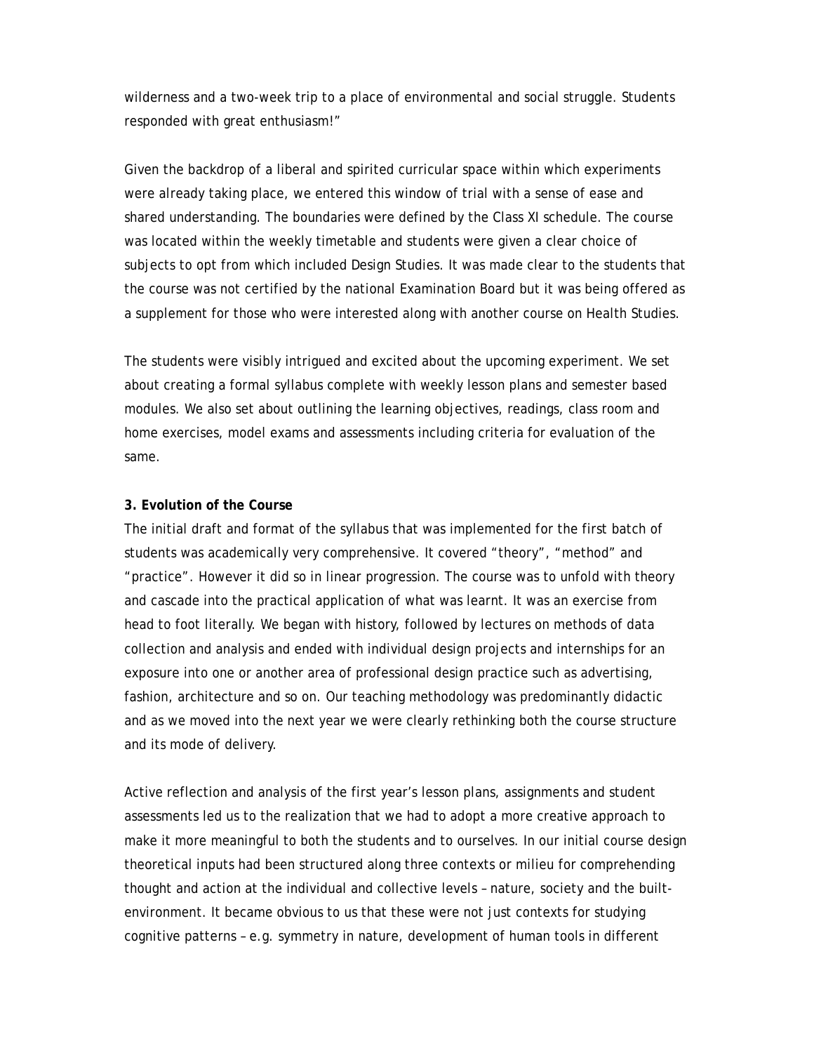wilderness and a two-week trip to a place of environmental and social struggle. Students responded with great enthusiasm!"

Given the backdrop of a liberal and spirited curricular space within which experiments were already taking place, we entered this window of trial with a sense of ease and shared understanding. The boundaries were defined by the Class XI schedule. The course was located within the weekly timetable and students were given a clear choice of subjects to opt from which included Design Studies. It was made clear to the students that the course was not certified by the national Examination Board but it was being offered as a supplement for those who were interested along with another course on Health Studies.

The students were visibly intrigued and excited about the upcoming experiment. We set about creating a formal syllabus complete with weekly lesson plans and semester based modules. We also set about outlining the learning objectives, readings, class room and home exercises, model exams and assessments including criteria for evaluation of the same.

**3. Evolution of the Course**

The initial draft and format of the syllabus that was implemented for the first batch of students was academically very comprehensive. It covered "theory", "method" and "practice". However it did so in linear progression. The course was to unfold with theory and cascade into the practical application of what was learnt. It was an exercise from head to foot literally. We began with history, followed by lectures on methods of data collection and analysis and ended with individual design projects and internships for an exposure into one or another area of professional design practice such as advertising, fashion, architecture and so on. Our teaching methodology was predominantly didactic and as we moved into the next year we were clearly rethinking both the course structure and its mode of delivery.

Active reflection and analysis of the first year's lesson plans, assignments and student assessments led us to the realization that we had to adopt a more creative approach to make it more meaningful to both the students and to ourselves. In our initial course design theoretical inputs had been structured along three contexts or milieu for comprehending thought and action at the individual and collective levels – nature, society and the built-environment. It became obvious to us that these were not just contexts for studying cognitive patterns – e.g. symmetry in nature, development of human tools in different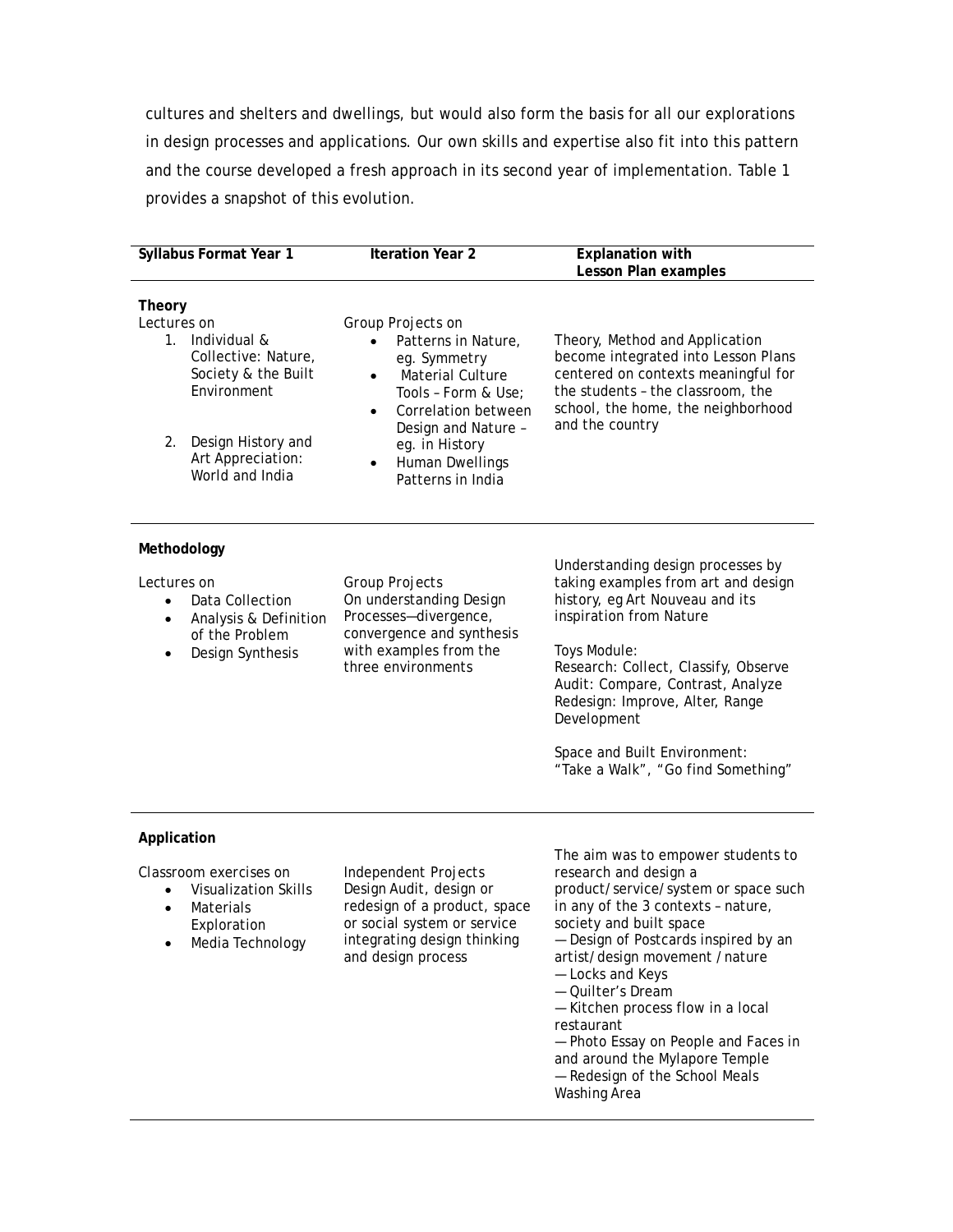cultures and shelters and dwellings, but would also form the basis for all our explorations in design processes and applications. Our own skills and expertise also fit into this pattern and the course developed a fresh approach in its second year of implementation. Table 1 provides a snapshot of this evolution.

| Syllabus Format Year 1 | Iteration Year 2 | Explanation with Lesson Plan examples |
|---|---|---|
| **Theory**<br>Lectures on<br>1. Individual & Collective: Nature, Society & the Built Environment<br>2. Design History and Art Appreciation: World and India | Group Projects on<br>• Patterns in Nature, eg. Symmetry<br>• Material Culture Tools – Form & Use;<br>• Correlation between Design and Nature – eg. in History<br>• Human Dwellings Patterns in India | Theory, Method and Application become integrated into Lesson Plans centered on contexts meaningful for the students – the classroom, the school, the home, the neighborhood and the country |
| **Methodology**<br>Lectures on<br>• Data Collection<br>• Analysis & Definition of the Problem<br>• Design Synthesis | Group Projects<br>On understanding Design Processes—divergence, convergence and synthesis with examples from the three environments | Understanding design processes by taking examples from art and design history, eg Art Nouveau and its inspiration from Nature<br><br>Toys Module:<br>Research: Collect, Classify, Observe<br>Audit: Compare, Contrast, Analyze<br>Redesign: Improve, Alter, Range Development<br><br>Space and Built Environment:<br>"Take a Walk", "Go find Something" |
| **Application**<br>Classroom exercises on<br>• Visualization Skills<br>• Materials Exploration<br>• Media Technology | Independent Projects<br>Design Audit, design or redesign of a product, space or social system or service integrating design thinking and design process | The aim was to empower students to research and design a product/service/system or space such in any of the 3 contexts – nature, society and built space<br>— Design of Postcards inspired by an artist/design movement /nature<br>— Locks and Keys<br>— Quilter's Dream<br>— Kitchen process flow in a local restaurant<br>— Photo Essay on People and Faces in and around the Mylapore Temple<br>— Redesign of the School Meals Washing Area |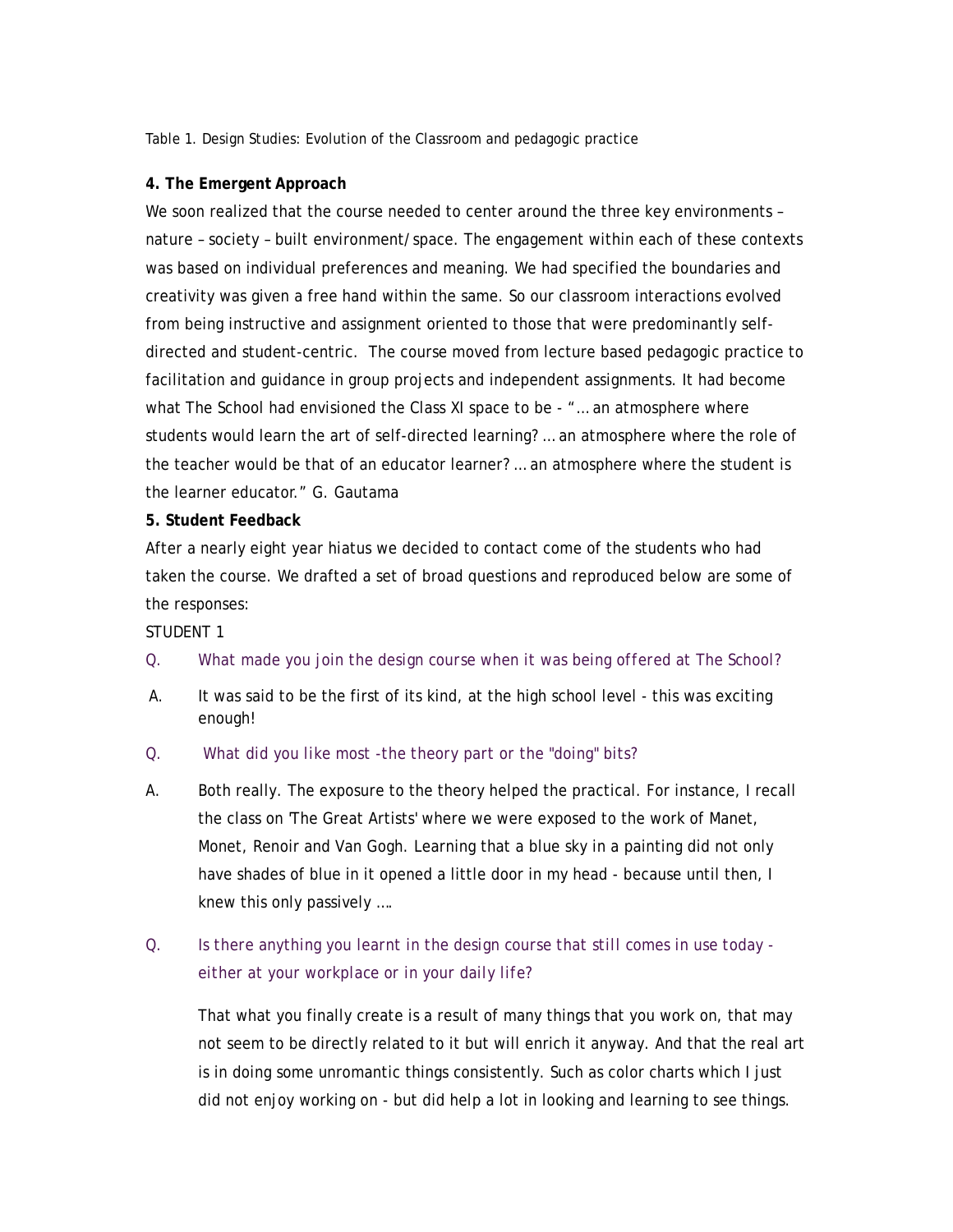Table 1. Design Studies: Evolution of the Classroom and pedagogic practice

**4. The Emergent Approach**

We soon realized that the course needed to center around the three key environments – nature – society – built environment/space. The engagement within each of these contexts was based on individual preferences and meaning. We had specified the boundaries and creativity was given a free hand within the same. So our classroom interactions evolved from being instructive and assignment oriented to those that were predominantly self-directed and student-centric. The course moved from lecture based pedagogic practice to facilitation and guidance in group projects and independent assignments. It had become what The School had envisioned the Class XI space to be - "… an atmosphere where students would learn the art of self-directed learning? … an atmosphere where the role of the teacher would be that of an educator learner? … an atmosphere where the student is the learner educator." G. Gautama

**5. Student Feedback**

After a nearly eight year hiatus we decided to contact come of the students who had taken the course. We drafted a set of broad questions and reproduced below are some of the responses:

STUDENT 1

Q. *What made you join the design course when it was being offered at The School?*

A. It was said to be the first of its kind, at the high school level - this was exciting enough!

Q. *What did you like most -the theory part or the "doing" bits?*

A. Both really. The exposure to the theory helped the practical. For instance, I recall the class on 'The Great Artists' where we were exposed to the work of Manet, Monet, Renoir and Van Gogh. Learning that a blue sky in a painting did not only have shades of blue in it opened a little door in my head - because until then, I knew this only passively ….

Q. *Is there anything you learnt in the design course that still comes in use today - either at your workplace or in your daily life?*

That what you finally create is a result of many things that you work on, that may not seem to be directly related to it but will enrich it anyway. And that the real art is in doing some unromantic things consistently. Such as color charts which I just did not enjoy working on - but did help a lot in looking and learning to see things.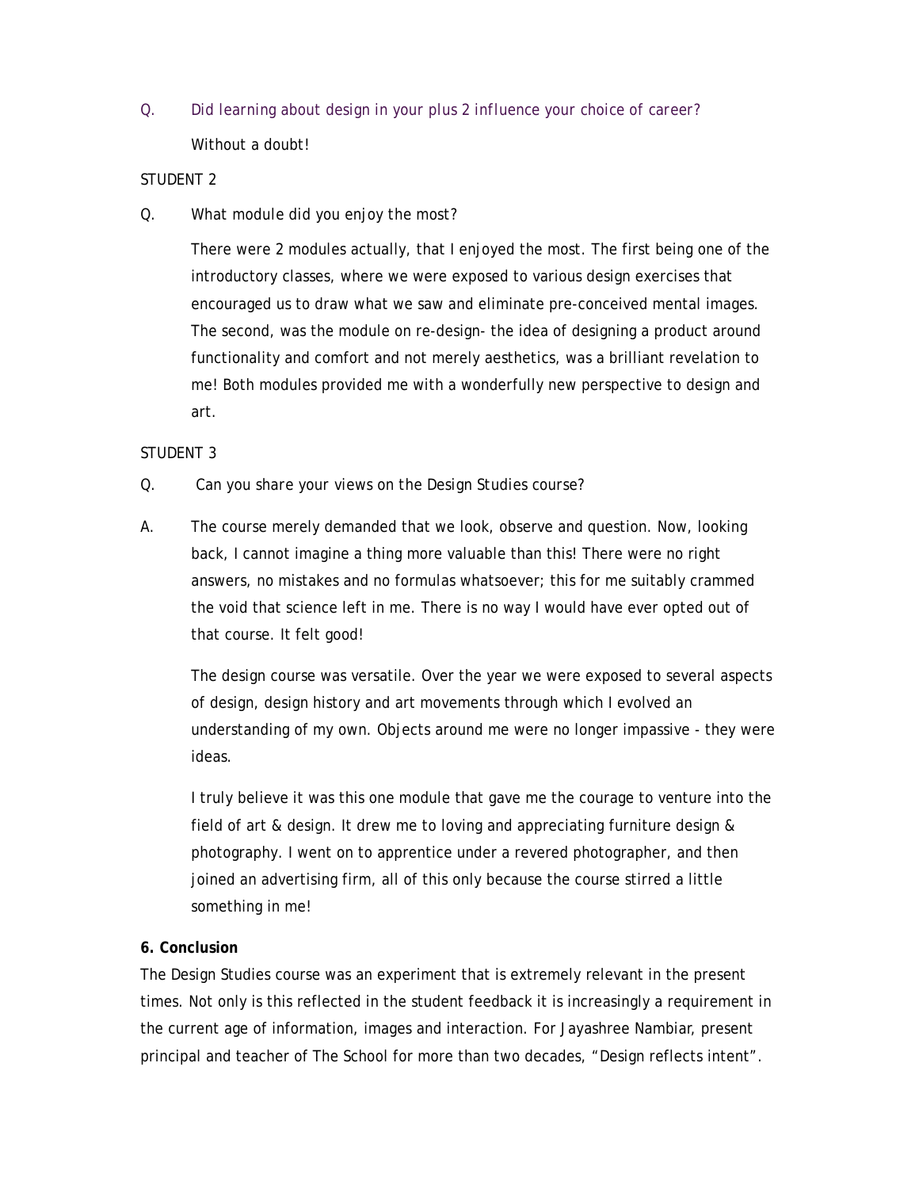Q. *Did learning about design in your plus 2 influence your choice of career?*

Without a doubt!

STUDENT 2

Q. *What module did you enjoy the most?*

There were 2 modules actually, that I enjoyed the most. The first being one of the introductory classes, where we were exposed to various design exercises that encouraged us to draw what we saw and eliminate pre-conceived mental images. The second, was the module on re-design- the idea of designing a product around functionality and comfort and not merely aesthetics, was a brilliant revelation to me! Both modules provided me with a wonderfully new perspective to design and art.

STUDENT 3

Q. *Can you share your views on the Design Studies course?*

A. The course merely demanded that we look, observe and question. Now, looking back, I cannot imagine a thing more valuable than this! There were no right answers, no mistakes and no formulas whatsoever; this for me suitably crammed the void that science left in me. There is no way I would have ever opted out of that course. It felt good!

The design course was versatile. Over the year we were exposed to several aspects of design, design history and art movements through which I evolved an understanding of my own. Objects around me were no longer impassive - they were ideas.

I truly believe it was this one module that gave me the courage to venture into the field of art & design. It drew me to loving and appreciating furniture design & photography. I went on to apprentice under a revered photographer, and then joined an advertising firm, all of this only because the course stirred a little something in me!

**6. Conclusion**

The Design Studies course was an experiment that is extremely relevant in the present times. Not only is this reflected in the student feedback it is increasingly a requirement in the current age of information, images and interaction. For Jayashree Nambiar, present principal and teacher of The School for more than two decades, "Design reflects intent".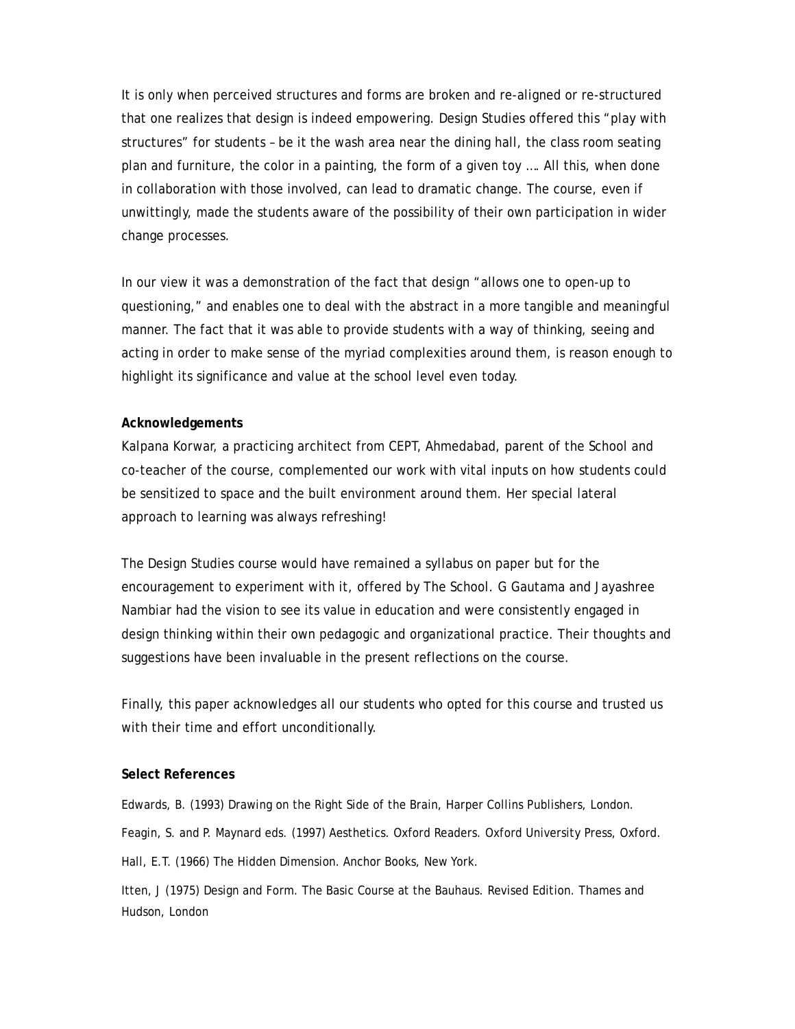It is only when perceived structures and forms are broken and re-aligned or re-structured that one realizes that design is indeed empowering. Design Studies offered this "play with structures" for students – be it the wash area near the dining hall, the class room seating plan and furniture, the color in a painting, the form of a given toy …. All this, when done in collaboration with those involved, can lead to dramatic change. The course, even if unwittingly, made the students aware of the possibility of their own participation in wider change processes.

In our view it was a demonstration of the fact that design "allows one to open-up to questioning," and enables one to deal with the abstract in a more tangible and meaningful manner. The fact that it was able to provide students with a way of thinking, seeing and acting in order to make sense of the myriad complexities around them, is reason enough to highlight its significance and value at the school level even today.

**Acknowledgements**

Kalpana Korwar, a practicing architect from CEPT, Ahmedabad, parent of the School and co-teacher of the course, complemented our work with vital inputs on how students could be sensitized to space and the built environment around them. Her special lateral approach to learning was always refreshing!

The Design Studies course would have remained a syllabus on paper but for the encouragement to experiment with it, offered by The School. G Gautama and Jayashree Nambiar had the vision to see its value in education and were consistently engaged in design thinking within their own pedagogic and organizational practice. Their thoughts and suggestions have been invaluable in the present reflections on the course.

Finally, this paper acknowledges all our students who opted for this course and trusted us with their time and effort unconditionally.

**Select References**

Edwards, B. (1993) Drawing on the Right Side of the Brain, Harper Collins Publishers, London.

Feagin, S. and P. Maynard eds. (1997) Aesthetics. Oxford Readers. Oxford University Press, Oxford.

Hall, E.T. (1966) The Hidden Dimension. Anchor Books, New York.

Itten, J (1975) Design and Form. The Basic Course at the Bauhaus. Revised Edition. Thames and Hudson, London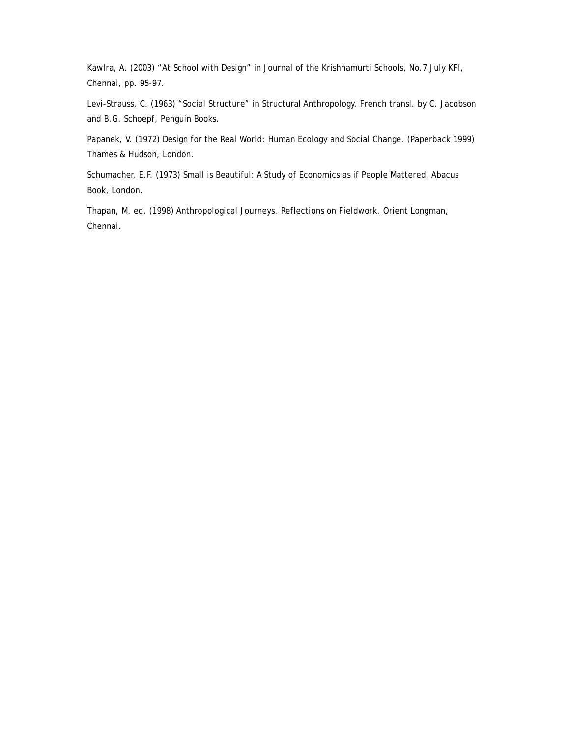Kawlra, A. (2003) "At School with Design" in Journal of the Krishnamurti Schools, No.7 July KFI, Chennai, pp. 95-97.

Levi-Strauss, C. (1963) "Social Structure" in Structural Anthropology. French transl. by C. Jacobson and B.G. Schoepf, Penguin Books.

Papanek, V. (1972) Design for the Real World: Human Ecology and Social Change. (Paperback 1999) Thames & Hudson, London.

Schumacher, E.F. (1973) Small is Beautiful: A Study of Economics as if People Mattered. Abacus Book, London.

Thapan, M. ed. (1998) Anthropological Journeys. Reflections on Fieldwork. Orient Longman, Chennai.